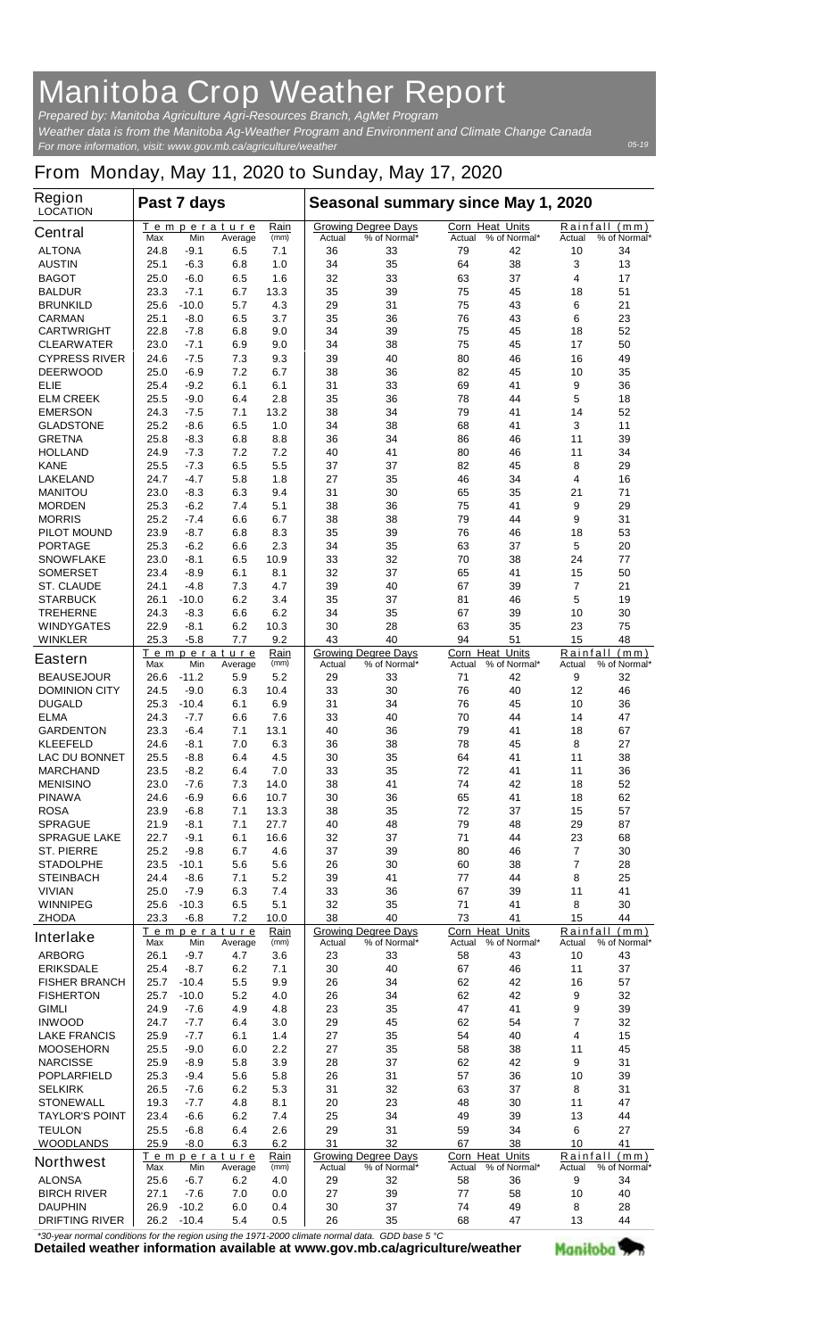# Manitoba Crop Weather Report

*Prepared by: Manitoba Agriculture Agri-Resources Branch, AgMet Program*

*Weather data is from the Manitoba Ag-Weather Program and Environment and Climate Change Canada*

*For more information, visit: www.gov.mb.ca/agriculture/weather*

*05-19*

## From Monday, May 11, 2020 to Sunday, May 17, 2020

| Region LOCATION | Past 7 days | | | | Seasonal summary since May 1, 2020 | | | | | |
|---|---|---|---|---|---|---|---|---|---|---|
| | Temperature | | | Rain | Growing Degree Days | | Corn Heat Units | | Rainfall (mm) | |
| **Central** | Max | Min | Average | (mm) | Actual | % of Normal* | Actual | % of Normal* | Actual | % of Normal* |
| ALTONA | 24.8 | -9.1 | 6.5 | 7.1 | 36 | 33 | 79 | 42 | 10 | 34 |
| AUSTIN | 25.1 | -6.3 | 6.8 | 1.0 | 34 | 35 | 64 | 38 | 3 | 13 |
| BAGOT | 25.0 | -6.0 | 6.5 | 1.6 | 32 | 33 | 63 | 37 | 4 | 17 |
| BALDUR | 23.3 | -7.1 | 6.7 | 13.3 | 35 | 39 | 75 | 45 | 18 | 51 |
| BRUNKILD | 25.6 | -10.0 | 5.7 | 4.3 | 29 | 31 | 75 | 43 | 6 | 21 |
| CARMAN | 25.1 | -8.0 | 6.5 | 3.7 | 35 | 36 | 76 | 43 | 6 | 23 |
| CARTWRIGHT | 22.8 | -7.8 | 6.8 | 9.0 | 34 | 39 | 75 | 45 | 18 | 52 |
| CLEARWATER | 23.0 | -7.1 | 6.9 | 9.0 | 34 | 38 | 75 | 45 | 17 | 50 |
| CYPRESS RIVER | 24.6 | -7.5 | 7.3 | 9.3 | 39 | 40 | 80 | 46 | 16 | 49 |
| DEERWOOD | 25.0 | -6.9 | 7.2 | 6.7 | 38 | 36 | 82 | 45 | 10 | 35 |
| ELIE | 25.4 | -9.2 | 6.1 | 6.1 | 31 | 33 | 69 | 41 | 9 | 36 |
| ELM CREEK | 25.5 | -9.0 | 6.4 | 2.8 | 35 | 36 | 78 | 44 | 5 | 18 |
| EMERSON | 24.3 | -7.5 | 7.1 | 13.2 | 38 | 34 | 79 | 41 | 14 | 52 |
| GLADSTONE | 25.2 | -8.6 | 6.5 | 1.0 | 34 | 38 | 68 | 41 | 3 | 11 |
| GRETNA | 25.8 | -8.3 | 6.8 | 8.8 | 36 | 34 | 86 | 46 | 11 | 39 |
| HOLLAND | 24.9 | -7.3 | 7.2 | 7.2 | 40 | 41 | 80 | 46 | 11 | 34 |
| KANE | 25.5 | -7.3 | 6.5 | 5.5 | 37 | 37 | 82 | 45 | 8 | 29 |
| LAKELAND | 24.7 | -4.7 | 5.8 | 1.8 | 27 | 35 | 46 | 34 | 4 | 16 |
| MANITOU | 23.0 | -8.3 | 6.3 | 9.4 | 31 | 30 | 65 | 35 | 21 | 71 |
| MORDEN | 25.3 | -6.2 | 7.4 | 5.1 | 38 | 36 | 75 | 41 | 9 | 29 |
| MORRIS | 25.2 | -7.4 | 6.6 | 6.7 | 38 | 38 | 79 | 44 | 9 | 31 |
| PILOT MOUND | 23.9 | -8.7 | 6.8 | 8.3 | 35 | 39 | 76 | 46 | 18 | 53 |
| PORTAGE | 25.3 | -6.2 | 6.6 | 2.3 | 34 | 35 | 63 | 37 | 5 | 20 |
| SNOWFLAKE | 23.0 | -8.1 | 6.5 | 10.9 | 33 | 32 | 70 | 38 | 24 | 77 |
| SOMERSET | 23.4 | -8.9 | 6.1 | 8.1 | 32 | 37 | 65 | 41 | 15 | 50 |
| ST. CLAUDE | 24.1 | -4.8 | 7.3 | 4.7 | 39 | 40 | 67 | 39 | 7 | 21 |
| STARBUCK | 26.1 | -10.0 | 6.2 | 3.4 | 35 | 37 | 81 | 46 | 5 | 19 |
| TREHERNE | 24.3 | -8.3 | 6.6 | 6.2 | 34 | 35 | 67 | 39 | 10 | 30 |
| WINDYGATES | 22.9 | -8.1 | 6.2 | 10.3 | 30 | 28 | 63 | 35 | 23 | 75 |
| WINKLER | 25.3 | -5.8 | 7.7 | 9.2 | 43 | 40 | 94 | 51 | 15 | 48 |
| **Eastern** | Max | Min | Average | (mm) | Actual | % of Normal* | Actual | % of Normal* | Actual | % of Normal* |
| BEAUSEJOUR | 26.6 | -11.2 | 5.9 | 5.2 | 29 | 33 | 71 | 42 | 9 | 32 |
| DOMINION CITY | 24.5 | -9.0 | 6.3 | 10.4 | 33 | 30 | 76 | 40 | 12 | 46 |
| DUGALD | 25.3 | -10.4 | 6.1 | 6.9 | 31 | 34 | 76 | 45 | 10 | 36 |
| ELMA | 24.3 | -7.7 | 6.6 | 7.6 | 33 | 40 | 70 | 44 | 14 | 47 |
| GARDENTON | 23.3 | -6.4 | 7.1 | 13.1 | 40 | 36 | 79 | 41 | 18 | 67 |
| KLEEFELD | 24.6 | -8.1 | 7.0 | 6.3 | 36 | 38 | 78 | 45 | 8 | 27 |
| LAC DU BONNET | 25.5 | -8.8 | 6.4 | 4.5 | 30 | 35 | 64 | 41 | 11 | 38 |
| MARCHAND | 23.5 | -8.2 | 6.4 | 7.0 | 33 | 35 | 72 | 41 | 11 | 36 |
| MENISINO | 23.0 | -7.6 | 7.3 | 14.0 | 38 | 41 | 74 | 42 | 18 | 52 |
| PINAWA | 24.6 | -6.9 | 6.6 | 10.7 | 30 | 36 | 65 | 41 | 18 | 62 |
| ROSA | 23.9 | -6.8 | 7.1 | 13.3 | 38 | 35 | 72 | 37 | 15 | 57 |
| SPRAGUE | 21.9 | -8.1 | 7.1 | 27.7 | 40 | 48 | 79 | 48 | 29 | 87 |
| SPRAGUE LAKE | 22.7 | -9.1 | 6.1 | 16.6 | 32 | 37 | 71 | 44 | 23 | 68 |
| ST. PIERRE | 25.2 | -9.8 | 6.7 | 4.6 | 37 | 39 | 80 | 46 | 7 | 30 |
| STADOLPHE | 23.5 | -10.1 | 5.6 | 5.6 | 26 | 30 | 60 | 38 | 7 | 28 |
| STEINBACH | 24.4 | -8.6 | 7.1 | 5.2 | 39 | 41 | 77 | 44 | 8 | 25 |
| VIVIAN | 25.0 | -7.9 | 6.3 | 7.4 | 33 | 36 | 67 | 39 | 11 | 41 |
| WINNIPEG | 25.6 | -10.3 | 6.5 | 5.1 | 32 | 35 | 71 | 41 | 8 | 30 |
| ZHODA | 23.3 | -6.8 | 7.2 | 10.0 | 38 | 40 | 73 | 41 | 15 | 44 |
| **Interlake** | Max | Min | Average | (mm) | Actual | % of Normal* | Actual | % of Normal* | Actual | % of Normal* |
| ARBORG | 26.1 | -9.7 | 4.7 | 3.6 | 23 | 33 | 58 | 43 | 10 | 43 |
| ERIKSDALE | 25.4 | -8.7 | 6.2 | 7.1 | 30 | 40 | 67 | 46 | 11 | 37 |
| FISHER BRANCH | 25.7 | -10.4 | 5.5 | 9.9 | 26 | 34 | 62 | 42 | 16 | 57 |
| FISHERTON | 25.7 | -10.0 | 5.2 | 4.0 | 26 | 34 | 62 | 42 | 9 | 32 |
| GIMLI | 24.9 | -7.6 | 4.9 | 4.8 | 23 | 35 | 47 | 41 | 9 | 39 |
| INWOOD | 24.7 | -7.7 | 6.4 | 3.0 | 29 | 45 | 62 | 54 | 7 | 32 |
| LAKE FRANCIS | 25.9 | -7.7 | 6.1 | 1.4 | 27 | 35 | 54 | 40 | 4 | 15 |
| MOOSEHORN | 25.5 | -9.0 | 6.0 | 2.2 | 27 | 35 | 58 | 38 | 11 | 45 |
| NARCISSE | 25.9 | -8.9 | 5.8 | 3.9 | 28 | 37 | 62 | 42 | 9 | 31 |
| POPLARFIELD | 25.3 | -9.4 | 5.6 | 5.8 | 26 | 31 | 57 | 36 | 10 | 39 |
| SELKIRK | 26.5 | -7.6 | 6.2 | 5.3 | 31 | 32 | 63 | 37 | 8 | 31 |
| STONEWALL | 19.3 | -7.7 | 4.8 | 8.1 | 20 | 23 | 48 | 30 | 11 | 47 |
| TAYLOR'S POINT | 23.4 | -6.6 | 6.2 | 7.4 | 25 | 34 | 49 | 39 | 13 | 44 |
| TEULON | 25.5 | -6.8 | 6.4 | 2.6 | 29 | 31 | 59 | 34 | 6 | 27 |
| WOODLANDS | 25.9 | -8.0 | 6.3 | 6.2 | 31 | 32 | 67 | 38 | 10 | 41 |
| **Northwest** | Max | Min | Average | (mm) | Actual | % of Normal* | Actual | % of Normal* | Actual | % of Normal* |
| ALONSA | 25.6 | -6.7 | 6.2 | 4.0 | 29 | 32 | 58 | 36 | 9 | 34 |
| BIRCH RIVER | 27.1 | -7.6 | 7.0 | 0.0 | 27 | 39 | 77 | 58 | 10 | 40 |
| DAUPHIN | 26.9 | -10.2 | 6.0 | 0.4 | 30 | 37 | 74 | 49 | 8 | 28 |
| DRIFTING RIVER | 26.2 | -10.4 | 5.4 | 0.5 | 26 | 35 | 68 | 47 | 13 | 44 |

*30-year normal conditions for the region using the 1971-2000 climate normal data. GDD base 5 °C

**Detailed weather information available at www.gov.mb.ca/agriculture/weather**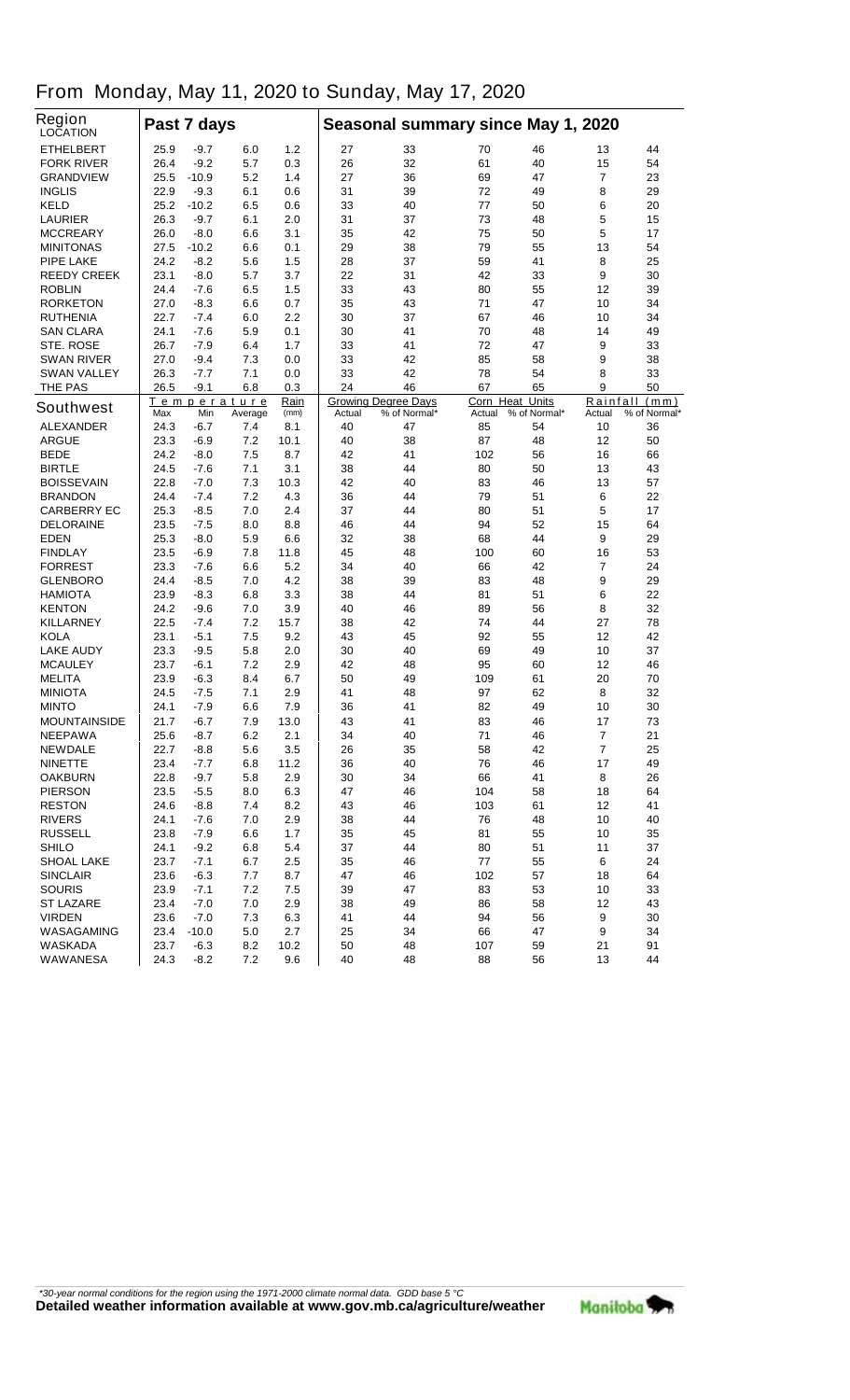# From Monday, May 11, 2020 to Sunday, May 17, 2020

| Region LOCATION | Past 7 days | | | | Seasonal summary since May 1, 2020 | | | | | |
|---|---|---|---|---|---|---|---|---|---|---|
| ETHELBERT | 25.9 | -9.7 | 6.0 | 1.2 | 27 | 33 | 70 | 46 | 13 | 44 |
| FORK RIVER | 26.4 | -9.2 | 5.7 | 0.3 | 26 | 32 | 61 | 40 | 15 | 54 |
| GRANDVIEW | 25.5 | -10.9 | 5.2 | 1.4 | 27 | 36 | 69 | 47 | 7 | 23 |
| INGLIS | 22.9 | -9.3 | 6.1 | 0.6 | 31 | 39 | 72 | 49 | 8 | 29 |
| KELD | 25.2 | -10.2 | 6.5 | 0.6 | 33 | 40 | 77 | 50 | 6 | 20 |
| LAURIER | 26.3 | -9.7 | 6.1 | 2.0 | 31 | 37 | 73 | 48 | 5 | 15 |
| MCCREARY | 26.0 | -8.0 | 6.6 | 3.1 | 35 | 42 | 75 | 50 | 5 | 17 |
| MINITONAS | 27.5 | -10.2 | 6.6 | 0.1 | 29 | 38 | 79 | 55 | 13 | 54 |
| PIPE LAKE | 24.2 | -8.2 | 5.6 | 1.5 | 28 | 37 | 59 | 41 | 8 | 25 |
| REEDY CREEK | 23.1 | -8.0 | 5.7 | 3.7 | 22 | 31 | 42 | 33 | 9 | 30 |
| ROBLIN | 24.4 | -7.6 | 6.5 | 1.5 | 33 | 43 | 80 | 55 | 12 | 39 |
| RORKETON | 27.0 | -8.3 | 6.6 | 0.7 | 35 | 43 | 71 | 47 | 10 | 34 |
| RUTHENIA | 22.7 | -7.4 | 6.0 | 2.2 | 30 | 37 | 67 | 46 | 10 | 34 |
| SAN CLARA | 24.1 | -7.6 | 5.9 | 0.1 | 30 | 41 | 70 | 48 | 14 | 49 |
| STE. ROSE | 26.7 | -7.9 | 6.4 | 1.7 | 33 | 41 | 72 | 47 | 9 | 33 |
| SWAN RIVER | 27.0 | -9.4 | 7.3 | 0.0 | 33 | 42 | 85 | 58 | 9 | 38 |
| SWAN VALLEY | 26.3 | -7.7 | 7.1 | 0.0 | 33 | 42 | 78 | 54 | 8 | 33 |
| THE PAS | 26.5 | -9.1 | 6.8 | 0.3 | 24 | 46 | 67 | 65 | 9 | 50 |

| Southwest | Temperature | | | Rain | Growing Degree Days | | Corn Heat Units | | Rainfall (mm) | |
|---|---|---|---|---|---|---|---|---|---|---|
| | Max | Min | Average | (mm) | Actual | % of Normal* | Actual | % of Normal* | Actual | % of Normal* |
| ALEXANDER | 24.3 | -6.7 | 7.4 | 8.1 | 40 | 47 | 85 | 54 | 10 | 36 |
| ARGUE | 23.3 | -6.9 | 7.2 | 10.1 | 40 | 38 | 87 | 48 | 12 | 50 |
| BEDE | 24.2 | -8.0 | 7.5 | 8.7 | 42 | 41 | 102 | 56 | 16 | 66 |
| BIRTLE | 24.5 | -7.6 | 7.1 | 3.1 | 38 | 44 | 80 | 50 | 13 | 43 |
| BOISSEVAIN | 22.8 | -7.0 | 7.3 | 10.3 | 42 | 40 | 83 | 46 | 13 | 57 |
| BRANDON | 24.4 | -7.4 | 7.2 | 4.3 | 36 | 44 | 79 | 51 | 6 | 22 |
| CARBERRY EC | 25.3 | -8.5 | 7.0 | 2.4 | 37 | 44 | 80 | 51 | 5 | 17 |
| DELORAINE | 23.5 | -7.5 | 8.0 | 8.8 | 46 | 44 | 94 | 52 | 15 | 64 |
| EDEN | 25.3 | -8.0 | 5.9 | 6.6 | 32 | 38 | 68 | 44 | 9 | 29 |
| FINDLAY | 23.5 | -6.9 | 7.8 | 11.8 | 45 | 48 | 100 | 60 | 16 | 53 |
| FORREST | 23.3 | -7.6 | 6.6 | 5.2 | 34 | 40 | 66 | 42 | 7 | 24 |
| GLENBORO | 24.4 | -8.5 | 7.0 | 4.2 | 38 | 39 | 83 | 48 | 9 | 29 |
| HAMIOTA | 23.9 | -8.3 | 6.8 | 3.3 | 38 | 44 | 81 | 51 | 6 | 22 |
| KENTON | 24.2 | -9.6 | 7.0 | 3.9 | 40 | 46 | 89 | 56 | 8 | 32 |
| KILLARNEY | 22.5 | -7.4 | 7.2 | 15.7 | 38 | 42 | 74 | 44 | 27 | 78 |
| KOLA | 23.1 | -5.1 | 7.5 | 9.2 | 43 | 45 | 92 | 55 | 12 | 42 |
| LAKE AUDY | 23.3 | -9.5 | 5.8 | 2.0 | 30 | 40 | 69 | 49 | 10 | 37 |
| MCAULEY | 23.7 | -6.1 | 7.2 | 2.9 | 42 | 48 | 95 | 60 | 12 | 46 |
| MELITA | 23.9 | -6.3 | 8.4 | 6.7 | 50 | 49 | 109 | 61 | 20 | 70 |
| MINIOTA | 24.5 | -7.5 | 7.1 | 2.9 | 41 | 48 | 97 | 62 | 8 | 32 |
| MINTO | 24.1 | -7.9 | 6.6 | 7.9 | 36 | 41 | 82 | 49 | 10 | 30 |
| MOUNTAINSIDE | 21.7 | -6.7 | 7.9 | 13.0 | 43 | 41 | 83 | 46 | 17 | 73 |
| NEEPAWA | 25.6 | -8.7 | 6.2 | 2.1 | 34 | 40 | 71 | 46 | 7 | 21 |
| NEWDALE | 22.7 | -8.8 | 5.6 | 3.5 | 26 | 35 | 58 | 42 | 7 | 25 |
| NINETTE | 23.4 | -7.7 | 6.8 | 11.2 | 36 | 40 | 76 | 46 | 17 | 49 |
| OAKBURN | 22.8 | -9.7 | 5.8 | 2.9 | 30 | 34 | 66 | 41 | 8 | 26 |
| PIERSON | 23.5 | -5.5 | 8.0 | 6.3 | 47 | 46 | 104 | 58 | 18 | 64 |
| RESTON | 24.6 | -8.8 | 7.4 | 8.2 | 43 | 46 | 103 | 61 | 12 | 41 |
| RIVERS | 24.1 | -7.6 | 7.0 | 2.9 | 38 | 44 | 76 | 48 | 10 | 40 |
| RUSSELL | 23.8 | -7.9 | 6.6 | 1.7 | 35 | 45 | 81 | 55 | 10 | 35 |
| SHILO | 24.1 | -9.2 | 6.8 | 5.4 | 37 | 44 | 80 | 51 | 11 | 37 |
| SHOAL LAKE | 23.7 | -7.1 | 6.7 | 2.5 | 35 | 46 | 77 | 55 | 6 | 24 |
| SINCLAIR | 23.6 | -6.3 | 7.7 | 8.7 | 47 | 46 | 102 | 57 | 18 | 64 |
| SOURIS | 23.9 | -7.1 | 7.2 | 7.5 | 39 | 47 | 83 | 53 | 10 | 33 |
| ST LAZARE | 23.4 | -7.0 | 7.0 | 2.9 | 38 | 49 | 86 | 58 | 12 | 43 |
| VIRDEN | 23.6 | -7.0 | 7.3 | 6.3 | 41 | 44 | 94 | 56 | 9 | 30 |
| WASAGAMING | 23.4 | -10.0 | 5.0 | 2.7 | 25 | 34 | 66 | 47 | 9 | 34 |
| WASKADA | 23.7 | -6.3 | 8.2 | 10.2 | 50 | 48 | 107 | 59 | 21 | 91 |
| WAWANESA | 24.3 | -8.2 | 7.2 | 9.6 | 40 | 48 | 88 | 56 | 13 | 44 |

*30-year normal conditions for the region using the 1971-2000 climate normal data. GDD base 5 °C

**Detailed weather information available at www.gov.mb.ca/agriculture/weather**

Manitoba